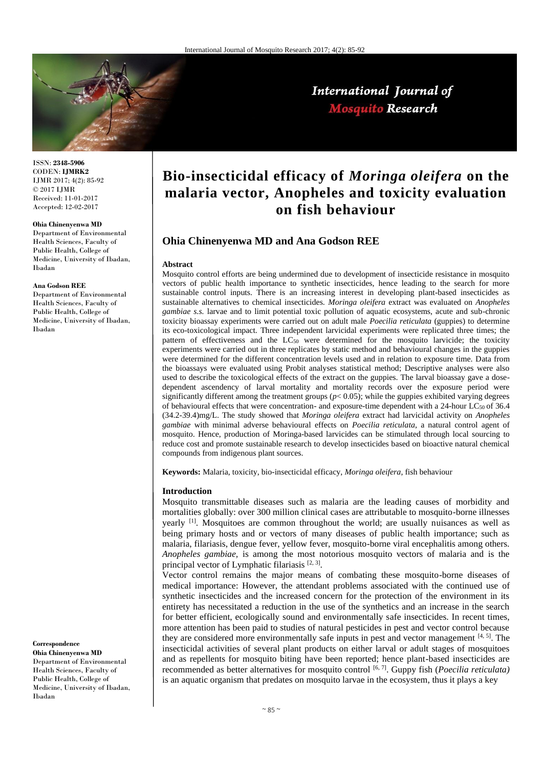# Bio-insecticidal efficacy of *Moringa oleifera* on the malaria vector, Anopheles and toxicity evaluation on fish behaviour

## Ohia Chinenyenwa MD and Ana Godson REE

ISSN: **2348-5906**
CODEN: **IJMRK2**
IJMR 2017; 4(2): 85-92
© 2017 IJMR
Received: 11-01-2017
Accepted: 12-02-2017

**Ohia Chinenyenwa MD**
Department of Environmental Health Sciences, Faculty of Public Health, College of Medicine, University of Ibadan, Ibadan

**Ana Godson REE**
Department of Environmental Health Sciences, Faculty of Public Health, College of Medicine, University of Ibadan, Ibadan

**Correspondence**
**Ohia Chinenyenwa MD**
Department of Environmental Health Sciences, Faculty of Public Health, College of Medicine, University of Ibadan, Ibadan

### Abstract

Mosquito control efforts are being undermined due to development of insecticide resistance in mosquito vectors of public health importance to synthetic insecticides, hence leading to the search for more sustainable control inputs. There is an increasing interest in developing plant-based insecticides as sustainable alternatives to chemical insecticides. *Moringa oleifera* extract was evaluated on *Anopheles gambiae s.s.* larvae and to limit potential toxic pollution of aquatic ecosystems, acute and sub-chronic toxicity bioassay experiments were carried out on adult male *Poecilia reticulata* (guppies) to determine its eco-toxicological impact. Three independent larvicidal experiments were replicated three times; the pattern of effectiveness and the $LC_{50}$ were determined for the mosquito larvicide; the toxicity experiments were carried out in three replicates by static method and behavioural changes in the guppies were determined for the different concentration levels used and in relation to exposure time. Data from the bioassays were evaluated using Probit analyses statistical method; Descriptive analyses were also used to describe the toxicological effects of the extract on the guppies. The larval bioassay gave a dose-dependent ascendency of larval mortality and mortality records over the exposure period were significantly different among the treatment groups ($p < 0.05$); while the guppies exhibited varying degrees of behavioural effects that were concentration- and exposure-time dependent with a 24-hour $LC_{50}$ of 36.4 (34.2-39.4)mg/L. The study showed that *Moringa oleifera* extract had larvicidal activity on *Anopheles gambiae* with minimal adverse behavioural effects on *Poecilia reticulata*, a natural control agent of mosquito. Hence, production of Moringa-based larvicides can be stimulated through local sourcing to reduce cost and promote sustainable research to develop insecticides based on bioactive natural chemical compounds from indigenous plant sources.

**Keywords:** Malaria, toxicity, bio-insecticidal efficacy, *Moringa oleifera*, fish behaviour

### Introduction

Mosquito transmittable diseases such as malaria are the leading causes of morbidity and mortalities globally: over 300 million clinical cases are attributable to mosquito-borne illnesses yearly [1]. Mosquitoes are common throughout the world; are usually nuisances as well as being primary hosts and or vectors of many diseases of public health importance; such as malaria, filariasis, dengue fever, yellow fever, mosquito-borne viral encephalitis among others. *Anopheles gambiae*, is among the most notorious mosquito vectors of malaria and is the principal vector of Lymphatic filariasis [2, 3].

Vector control remains the major means of combating these mosquito-borne diseases of medical importance: However, the attendant problems associated with the continued use of synthetic insecticides and the increased concern for the protection of the environment in its entirety has necessitated a reduction in the use of the synthetics and an increase in the search for better efficient, ecologically sound and environmentally safe insecticides. In recent times, more attention has been paid to studies of natural pesticides in pest and vector control because they are considered more environmentally safe inputs in pest and vector management [4, 5]. The insecticidal activities of several plant products on either larval or adult stages of mosquitoes and as repellents for mosquito biting have been reported; hence plant-based insecticides are recommended as better alternatives for mosquito control [6, 7]. Guppy fish (*Poecilia reticulata)* is an aquatic organism that predates on mosquito larvae in the ecosystem, thus it plays a key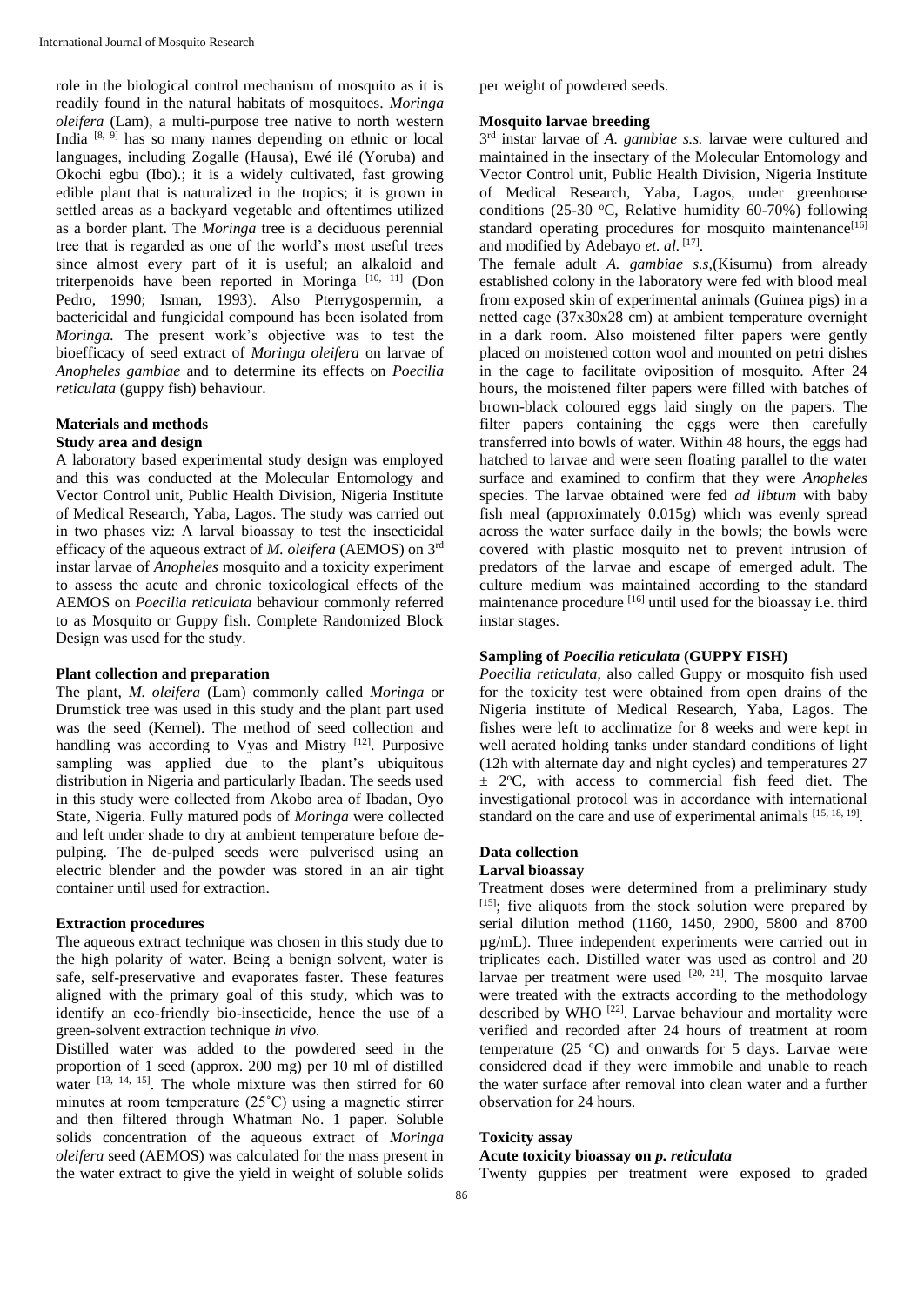role in the biological control mechanism of mosquito as it is readily found in the natural habitats of mosquitoes. *Moringa oleifera* (Lam), a multi-purpose tree native to north western India [8, 9] has so many names depending on ethnic or local languages, including Zogalle (Hausa), Ewé ilé (Yoruba) and Okochi egbu (Ibo).; it is a widely cultivated, fast growing edible plant that is naturalized in the tropics; it is grown in settled areas as a backyard vegetable and oftentimes utilized as a border plant. The *Moringa* tree is a deciduous perennial tree that is regarded as one of the world's most useful trees since almost every part of it is useful; an alkaloid and triterpenoids have been reported in Moringa [10, 11] (Don Pedro, 1990; Isman, 1993). Also Pterrygospermin, a bactericidal and fungicidal compound has been isolated from *Moringa.* The present work's objective was to test the bioefficacy of seed extract of *Moringa oleifera* on larvae of *Anopheles gambiae* and to determine its effects on *Poecilia reticulata* (guppy fish) behaviour.

## Materials and methods

### Study area and design

A laboratory based experimental study design was employed and this was conducted at the Molecular Entomology and Vector Control unit, Public Health Division, Nigeria Institute of Medical Research, Yaba, Lagos. The study was carried out in two phases viz: A larval bioassay to test the insecticidal efficacy of the aqueous extract of *M. oleifera* (AEMOS) on 3rd instar larvae of *Anopheles* mosquito and a toxicity experiment to assess the acute and chronic toxicological effects of the AEMOS on *Poecilia reticulata* behaviour commonly referred to as Mosquito or Guppy fish. Complete Randomized Block Design was used for the study.

### Plant collection and preparation

The plant, *M. oleifera* (Lam) commonly called *Moringa* or Drumstick tree was used in this study and the plant part used was the seed (Kernel). The method of seed collection and handling was according to Vyas and Mistry [12]. Purposive sampling was applied due to the plant's ubiquitous distribution in Nigeria and particularly Ibadan. The seeds used in this study were collected from Akobo area of Ibadan, Oyo State, Nigeria. Fully matured pods of *Moringa* were collected and left under shade to dry at ambient temperature before de-pulping. The de-pulped seeds were pulverised using an electric blender and the powder was stored in an air tight container until used for extraction.

### Extraction procedures

The aqueous extract technique was chosen in this study due to the high polarity of water. Being a benign solvent, water is safe, self-preservative and evaporates faster. These features aligned with the primary goal of this study, which was to identify an eco-friendly bio-insecticide, hence the use of a green-solvent extraction technique *in vivo.*

Distilled water was added to the powdered seed in the proportion of 1 seed (approx. 200 mg) per 10 ml of distilled water [13, 14, 15]. The whole mixture was then stirred for 60 minutes at room temperature (25˚C) using a magnetic stirrer and then filtered through Whatman No. 1 paper. Soluble solids concentration of the aqueous extract of *Moringa oleifera* seed (AEMOS) was calculated for the mass present in the water extract to give the yield in weight of soluble solids per weight of powdered seeds.

### Mosquito larvae breeding

3rd instar larvae of *A. gambiae s.s.* larvae were cultured and maintained in the insectary of the Molecular Entomology and Vector Control unit, Public Health Division, Nigeria Institute of Medical Research, Yaba, Lagos, under greenhouse conditions (25-30 °C, Relative humidity 60-70%) following standard operating procedures for mosquito maintenance[16] and modified by Adebayo *et. al.* [17].

The female adult *A. gambiae s.s,*(Kisumu) from already established colony in the laboratory were fed with blood meal from exposed skin of experimental animals (Guinea pigs) in a netted cage (37x30x28 cm) at ambient temperature overnight in a dark room. Also moistened filter papers were gently placed on moistened cotton wool and mounted on petri dishes in the cage to facilitate oviposition of mosquito. After 24 hours, the moistened filter papers were filled with batches of brown-black coloured eggs laid singly on the papers. The filter papers containing the eggs were then carefully transferred into bowls of water. Within 48 hours, the eggs had hatched to larvae and were seen floating parallel to the water surface and examined to confirm that they were *Anopheles* species. The larvae obtained were fed *ad libtum* with baby fish meal (approximately 0.015g) which was evenly spread across the water surface daily in the bowls; the bowls were covered with plastic mosquito net to prevent intrusion of predators of the larvae and escape of emerged adult. The culture medium was maintained according to the standard maintenance procedure [16] until used for the bioassay i.e. third instar stages.

### Sampling of *Poecilia reticulata* (GUPPY FISH)

*Poecilia reticulata*, also called Guppy or mosquito fish used for the toxicity test were obtained from open drains of the Nigeria institute of Medical Research, Yaba, Lagos. The fishes were left to acclimatize for 8 weeks and were kept in well aerated holding tanks under standard conditions of light (12h with alternate day and night cycles) and temperatures 27 ± 2°C, with access to commercial fish feed diet. The investigational protocol was in accordance with international standard on the care and use of experimental animals [15, 18, 19].

## Data collection

### Larval bioassay

Treatment doses were determined from a preliminary study [15]; five aliquots from the stock solution were prepared by serial dilution method (1160, 1450, 2900, 5800 and 8700 µg/mL). Three independent experiments were carried out in triplicates each. Distilled water was used as control and 20 larvae per treatment were used [20, 21]. The mosquito larvae were treated with the extracts according to the methodology described by WHO [22]. Larvae behaviour and mortality were verified and recorded after 24 hours of treatment at room temperature (25 ºC) and onwards for 5 days. Larvae were considered dead if they were immobile and unable to reach the water surface after removal into clean water and a further observation for 24 hours.

### Toxicity assay

#### Acute toxicity bioassay on *p. reticulata*

Twenty guppies per treatment were exposed to graded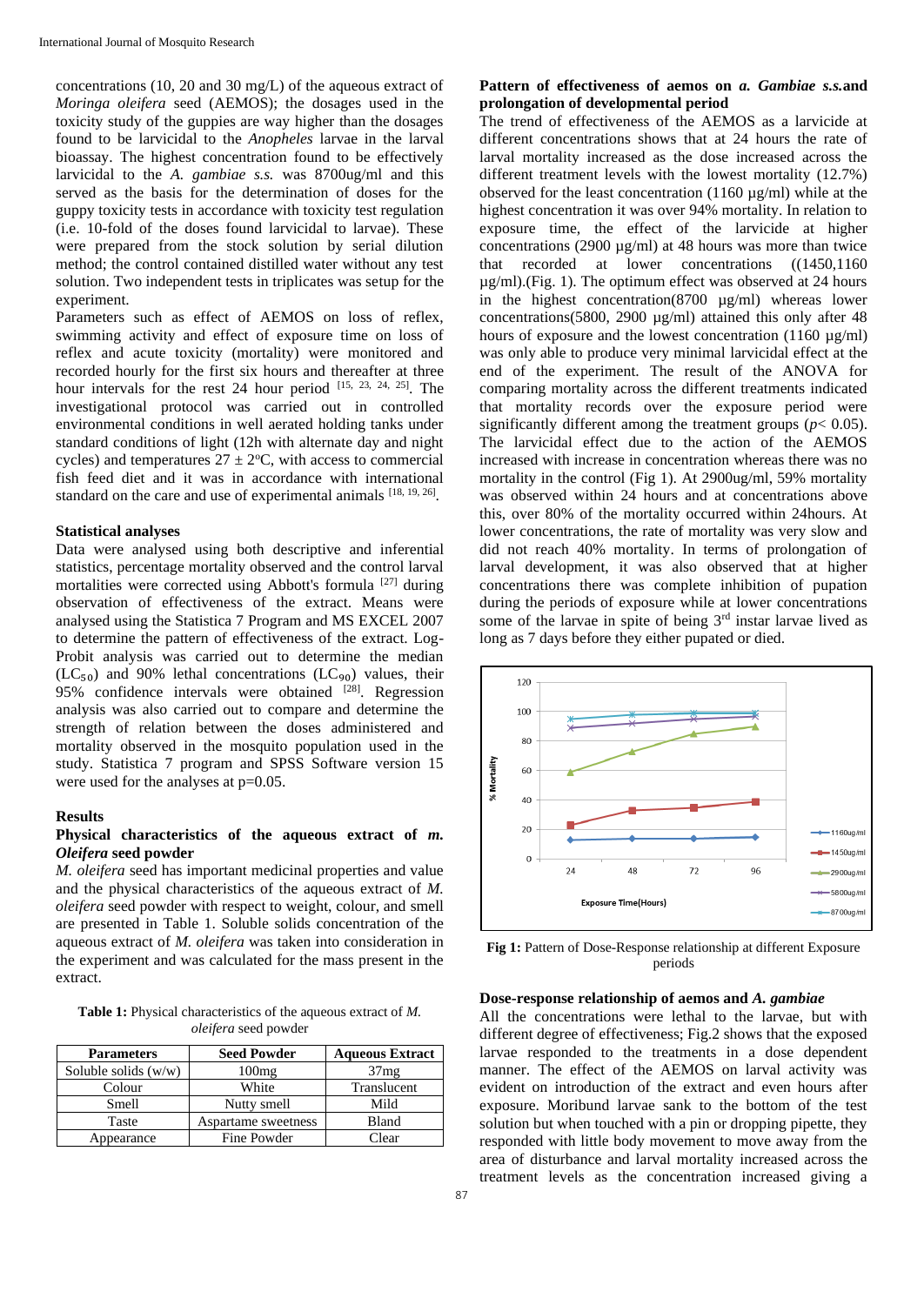concentrations (10, 20 and 30 mg/L) of the aqueous extract of *Moringa oleifera* seed (AEMOS); the dosages used in the toxicity study of the guppies are way higher than the dosages found to be larvicidal to the *Anopheles* larvae in the larval bioassay. The highest concentration found to be effectively larvicidal to the *A. gambiae s.s.* was 8700ug/ml and this served as the basis for the determination of doses for the guppy toxicity tests in accordance with toxicity test regulation (i.e. 10-fold of the doses found larvicidal to larvae). These were prepared from the stock solution by serial dilution method; the control contained distilled water without any test solution. Two independent tests in triplicates was setup for the experiment.

Parameters such as effect of AEMOS on loss of reflex, swimming activity and effect of exposure time on loss of reflex and acute toxicity (mortality) were monitored and recorded hourly for the first six hours and thereafter at three hour intervals for the rest 24 hour period [15, 23, 24, 25]. The investigational protocol was carried out in controlled environmental conditions in well aerated holding tanks under standard conditions of light (12h with alternate day and night cycles) and temperatures $27 \pm 2^{o}$C, with access to commercial fish feed diet and it was in accordance with international standard on the care and use of experimental animals [18, 19, 26].

### Statistical analyses

Data were analysed using both descriptive and inferential statistics, percentage mortality observed and the control larval mortalities were corrected using Abbott's formula [27] during observation of effectiveness of the extract. Means were analysed using the Statistica 7 Program and MS EXCEL 2007 to determine the pattern of effectiveness of the extract. Log-Probit analysis was carried out to determine the median ($LC_{50}$) and 90% lethal concentrations ($LC_{90}$) values, their 95% confidence intervals were obtained [28]. Regression analysis was also carried out to compare and determine the strength of relation between the doses administered and mortality observed in the mosquito population used in the study. Statistica 7 program and SPSS Software version 15 were used for the analyses at p=0.05.

## Results

### Physical characteristics of the aqueous extract of *m. Oleifera* seed powder

*M. oleifera* seed has important medicinal properties and value and the physical characteristics of the aqueous extract of *M. oleifera* seed powder with respect to weight, colour, and smell are presented in Table 1. Soluble solids concentration of the aqueous extract of *M. oleifera* was taken into consideration in the experiment and was calculated for the mass present in the extract.

**Table 1:** Physical characteristics of the aqueous extract of *M. oleifera* seed powder

| Parameters | Seed Powder | Aqueous Extract |
|---|---|---|
| Soluble solids (w/w) | 100mg | 37mg |
| Colour | White | Translucent |
| Smell | Nutty smell | Mild |
| Taste | Aspartame sweetness | Bland |
| Appearance | Fine Powder | Clear |

### Pattern of effectiveness of aemos on *a. Gambiae s.s.* and prolongation of developmental period

The trend of effectiveness of the AEMOS as a larvicide at different concentrations shows that at 24 hours the rate of larval mortality increased as the dose increased across the different treatment levels with the lowest mortality (12.7%) observed for the least concentration (1160 µg/ml) while at the highest concentration it was over 94% mortality. In relation to exposure time, the effect of the larvicide at higher concentrations (2900 µg/ml) at 48 hours was more than twice that recorded at lower concentrations ((1450,1160 µg/ml).(Fig. 1). The optimum effect was observed at 24 hours in the highest concentration(8700 µg/ml) whereas lower concentrations(5800, 2900 µg/ml) attained this only after 48 hours of exposure and the lowest concentration (1160 µg/ml) was only able to produce very minimal larvicidal effect at the end of the experiment. The result of the ANOVA for comparing mortality across the different treatments indicated that mortality records over the exposure period were significantly different among the treatment groups ($p < 0.05$). The larvicidal effect due to the action of the AEMOS increased with increase in concentration whereas there was no mortality in the control (Fig 1). At 2900ug/ml, 59% mortality was observed within 24 hours and at concentrations above this, over 80% of the mortality occurred within 24hours. At lower concentrations, the rate of mortality was very slow and did not reach 40% mortality. In terms of prolongation of larval development, it was also observed that at higher concentrations there was complete inhibition of pupation during the periods of exposure while at lower concentrations some of the larvae in spite of being 3rd instar larvae lived as long as 7 days before they either pupated or died.

**Fig 1:** Pattern of Dose-Response relationship at different Exposure periods

### Dose-response relationship of aemos and *A. gambiae*

All the concentrations were lethal to the larvae, but with different degree of effectiveness; Fig.2 shows that the exposed larvae responded to the treatments in a dose dependent manner. The effect of the AEMOS on larval activity was evident on introduction of the extract and even hours after exposure. Moribund larvae sank to the bottom of the test solution but when touched with a pin or dropping pipette, they responded with little body movement to move away from the area of disturbance and larval mortality increased across the treatment levels as the concentration increased giving a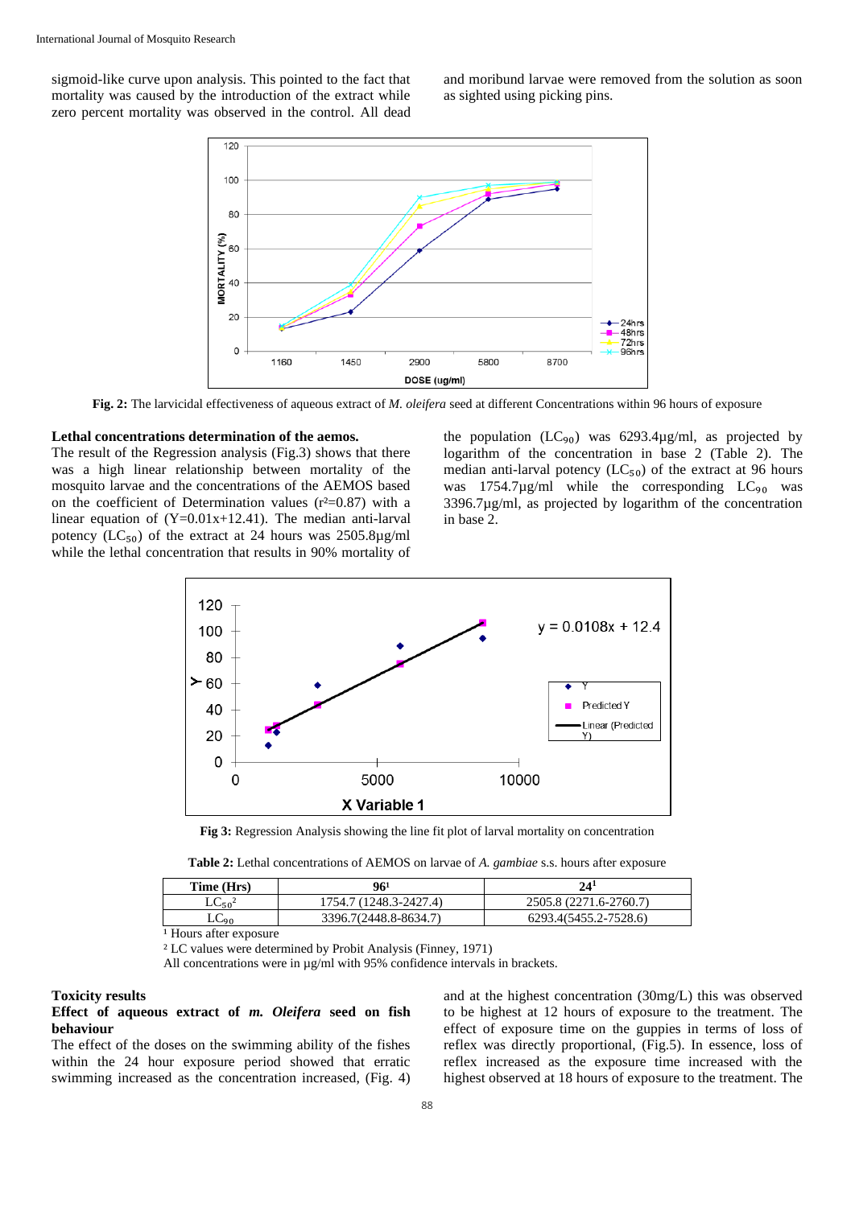sigmoid-like curve upon analysis. This pointed to the fact that mortality was caused by the introduction of the extract while zero percent mortality was observed in the control. All dead and moribund larvae were removed from the solution as soon as sighted using picking pins.

**Fig. 2:** The larvicidal effectiveness of aqueous extract of *M. oleifera* seed at different Concentrations within 96 hours of exposure

**Lethal concentrations determination of the aemos.**

The result of the Regression analysis (Fig.3) shows that there was a high linear relationship between mortality of the mosquito larvae and the concentrations of the AEMOS based on the coefficient of Determination values ($r^2$=0.87) with a linear equation of (Y=0.01x+12.41). The median anti-larval potency ($LC_{50}$) of the extract at 24 hours was 2505.8μg/ml while the lethal concentration that results in 90% mortality of the population ($LC_{90}$) was 6293.4μg/ml, as projected by logarithm of the concentration in base 2 (Table 2). The median anti-larval potency ($LC_{50}$) of the extract at 96 hours was 1754.7μg/ml while the corresponding $LC_{90}$ was 3396.7μg/ml, as projected by logarithm of the concentration in base 2.

**Fig 3:** Regression Analysis showing the line fit plot of larval mortality on concentration

**Table 2:** Lethal concentrations of AEMOS on larvae of *A. gambiae* s.s. hours after exposure

| Time (Hrs) | 96[1] | 24[1] |
|---|---|---|
| $LC_{50}$[2] | 1754.7 (1248.3-2427.4) | 2505.8 (2271.6-2760.7) |
| $LC_{90}$ | 3396.7(2448.8-8634.7) | 6293.4(5455.2-7528.6) |

[1] Hours after exposure

[2] LC values were determined by Probit Analysis (Finney, 1971)

All concentrations were in μg/ml with 95% confidence intervals in brackets.

**Toxicity results**

**Effect of aqueous extract of *m. Oleifera* seed on fish behaviour**

The effect of the doses on the swimming ability of the fishes within the 24 hour exposure period showed that erratic swimming increased as the concentration increased, (Fig. 4) and at the highest concentration (30mg/L) this was observed to be highest at 12 hours of exposure to the treatment. The effect of exposure time on the guppies in terms of loss of reflex was directly proportional, (Fig.5). In essence, loss of reflex increased as the exposure time increased with the highest observed at 18 hours of exposure to the treatment. The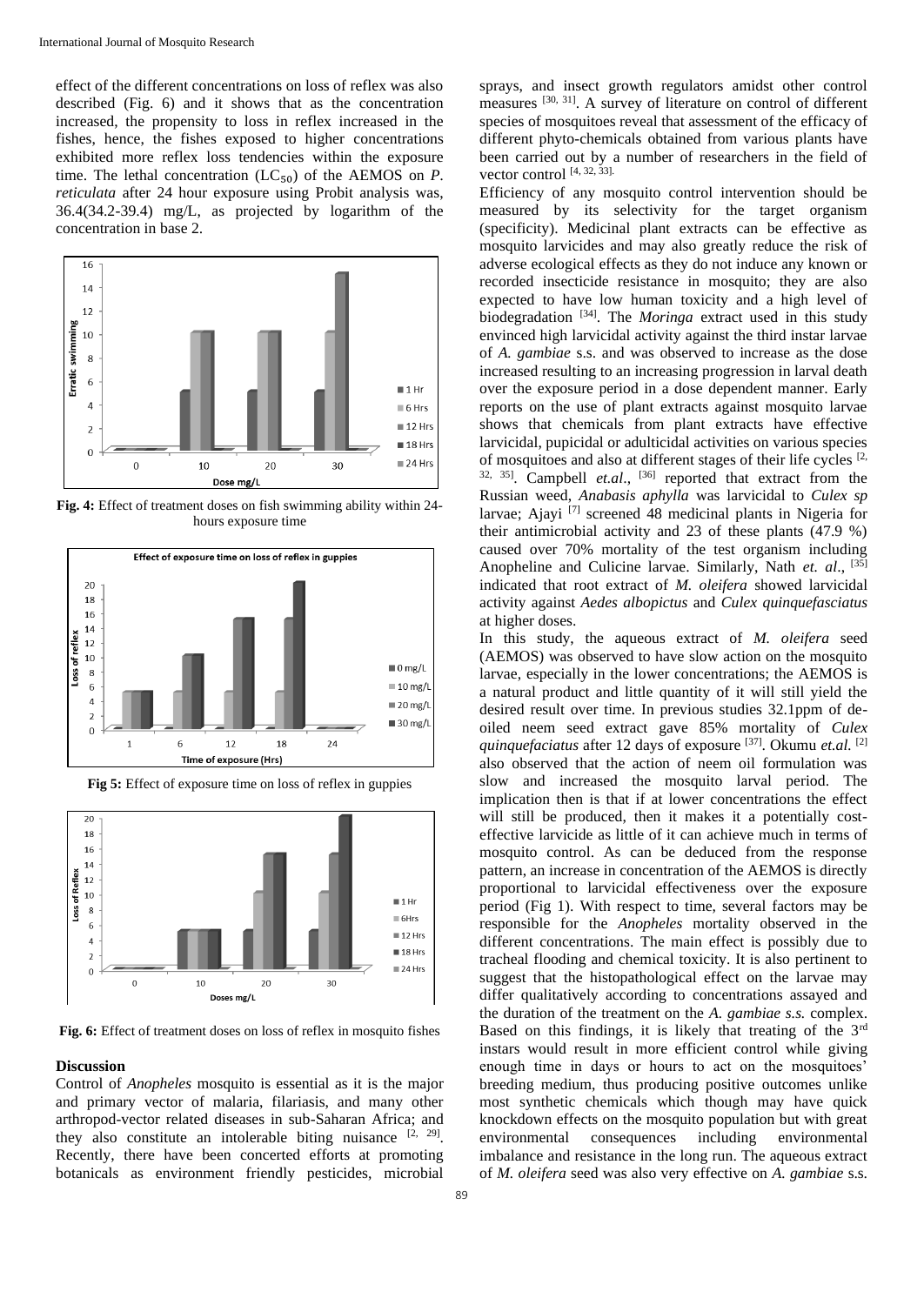effect of the different concentrations on loss of reflex was also described (Fig. 6) and it shows that as the concentration increased, the propensity to loss in reflex increased in the fishes, hence, the fishes exposed to higher concentrations exhibited more reflex loss tendencies within the exposure time. The lethal concentration ($LC_{50}$) of the AEMOS on *P. reticulata* after 24 hour exposure using Probit analysis was, 36.4(34.2-39.4) mg/L, as projected by logarithm of the concentration in base 2.

**Fig. 4:** Effect of treatment doses on fish swimming ability within 24-hours exposure time

**Fig 5:** Effect of exposure time on loss of reflex in guppies

**Fig. 6:** Effect of treatment doses on loss of reflex in mosquito fishes

## Discussion

Control of *Anopheles* mosquito is essential as it is the major and primary vector of malaria, filariasis, and many other arthropod-vector related diseases in sub-Saharan Africa; and they also constitute an intolerable biting nuisance [2, 29]. Recently, there have been concerted efforts at promoting botanicals as environment friendly pesticides, microbial sprays, and insect growth regulators amidst other control measures [30, 31]. A survey of literature on control of different species of mosquitoes reveal that assessment of the efficacy of different phyto-chemicals obtained from various plants have been carried out by a number of researchers in the field of vector control [4, 32, 33].

Efficiency of any mosquito control intervention should be measured by its selectivity for the target organism (specificity). Medicinal plant extracts can be effective as mosquito larvicides and may also greatly reduce the risk of adverse ecological effects as they do not induce any known or recorded insecticide resistance in mosquito; they are also expected to have low human toxicity and a high level of biodegradation [34]. The *Moringa* extract used in this study envinced high larvicidal activity against the third instar larvae of *A. gambiae* s.s. and was observed to increase as the dose increased resulting to an increasing progression in larval death over the exposure period in a dose dependent manner. Early reports on the use of plant extracts against mosquito larvae shows that chemicals from plant extracts have effective larvicidal, pupicidal or adulticidal activities on various species of mosquitoes and also at different stages of their life cycles [2, 32, 35]. Campbell *et.al*., [36] reported that extract from the Russian weed, *Anabasis aphylla* was larvicidal to *Culex sp* larvae; Ajayi [7] screened 48 medicinal plants in Nigeria for their antimicrobial activity and 23 of these plants (47.9 %) caused over 70% mortality of the test organism including Anopheline and Culicine larvae. Similarly, Nath *et. al*., [35] indicated that root extract of *M. oleifera* showed larvicidal activity against *Aedes albopictus* and *Culex quinquefasciatus* at higher doses.

In this study, the aqueous extract of *M. oleifera* seed (AEMOS) was observed to have slow action on the mosquito larvae, especially in the lower concentrations; the AEMOS is a natural product and little quantity of it will still yield the desired result over time. In previous studies 32.1ppm of de-oiled neem seed extract gave 85% mortality of *Culex quinquefaciatus* after 12 days of exposure [37]. Okumu *et.al.* [2] also observed that the action of neem oil formulation was slow and increased the mosquito larval period. The implication then is that if at lower concentrations the effect will still be produced, then it makes it a potentially cost-effective larvicide as little of it can achieve much in terms of mosquito control. As can be deduced from the response pattern, an increase in concentration of the AEMOS is directly proportional to larvicidal effectiveness over the exposure period (Fig 1). With respect to time, several factors may be responsible for the *Anopheles* mortality observed in the different concentrations. The main effect is possibly due to tracheal flooding and chemical toxicity. It is also pertinent to suggest that the histopathological effect on the larvae may differ qualitatively according to concentrations assayed and the duration of the treatment on the *A. gambiae s.s.* complex. Based on this findings, it is likely that treating of the 3rd instars would result in more efficient control while giving enough time in days or hours to act on the mosquitoes' breeding medium, thus producing positive outcomes unlike most synthetic chemicals which though may have quick knockdown effects on the mosquito population but with great environmental consequences including environmental imbalance and resistance in the long run. The aqueous extract of *M. oleifera* seed was also very effective on *A. gambiae* s.s.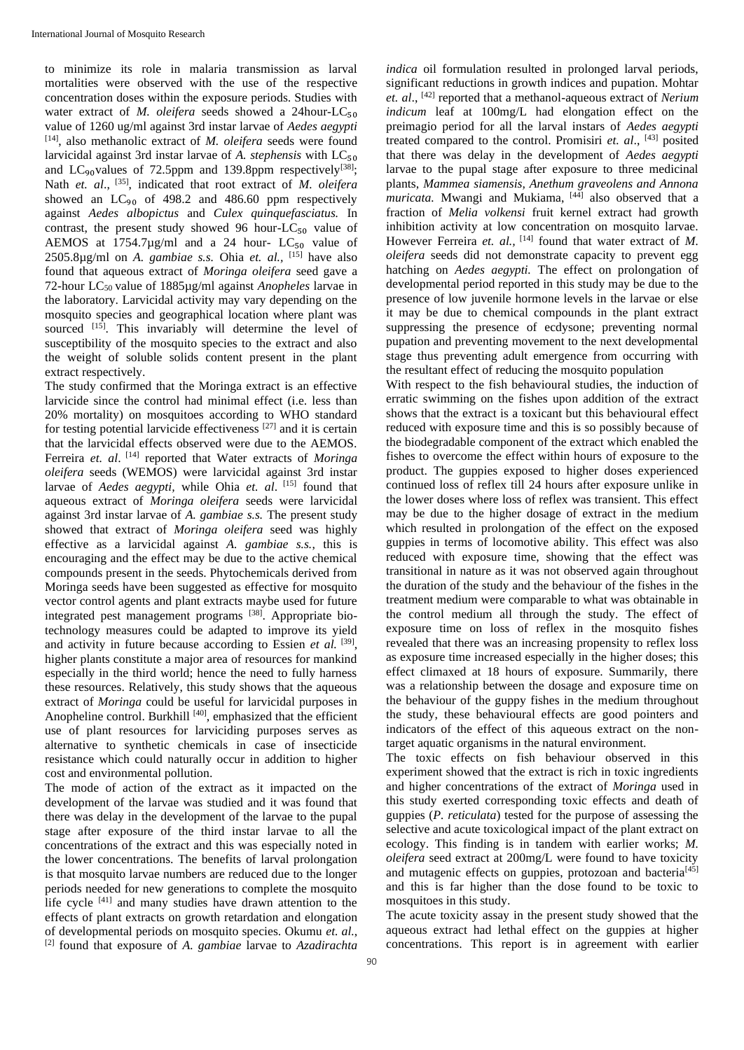to minimize its role in malaria transmission as larval mortalities were observed with the use of the respective concentration doses within the exposure periods. Studies with water extract of *M. oleifera* seeds showed a 24hour-$LC_{50}$ value of 1260 ug/ml against 3rd instar larvae of *Aedes aegypti* [14], also methanolic extract of *M. oleifera* seeds were found larvicidal against 3rd instar larvae of *A. stephensis* with $LC_{50}$ and $LC_{90}$ values of 72.5ppm and 139.8ppm respectively[38]; Nath *et. al*., [35], indicated that root extract of *M. oleifera* showed an $LC_{90}$ of 498.2 and 486.60 ppm respectively against *Aedes albopictus* and *Culex quinquefasciatus.* In contrast, the present study showed 96 hour-$LC_{50}$ value of AEMOS at 1754.7µg/ml and a 24 hour- $LC_{50}$ value of 2505.8µg/ml on *A. gambiae s.s.* Ohia *et. al.*, [15] have also found that aqueous extract of *Moringa oleifera* seed gave a 72-hour $LC_{50}$ value of 1885µg/ml against *Anopheles* larvae in the laboratory. Larvicidal activity may vary depending on the mosquito species and geographical location where plant was sourced [15]. This invariably will determine the level of susceptibility of the mosquito species to the extract and also the weight of soluble solids content present in the plant extract respectively.

The study confirmed that the Moringa extract is an effective larvicide since the control had minimal effect (i.e. less than 20% mortality) on mosquitoes according to WHO standard for testing potential larvicide effectiveness [27] and it is certain that the larvicidal effects observed were due to the AEMOS. Ferreira *et. al*. [14] reported that Water extracts of *Moringa oleifera* seeds (WEMOS) were larvicidal against 3rd instar larvae of *Aedes aegypti*, while Ohia *et. al*. [15] found that aqueous extract of *Moringa oleifera* seeds were larvicidal against 3rd instar larvae of *A. gambiae s.s.* The present study showed that extract of *Moringa oleifera* seed was highly effective as a larvicidal against *A. gambiae s.s.*, this is encouraging and the effect may be due to the active chemical compounds present in the seeds. Phytochemicals derived from Moringa seeds have been suggested as effective for mosquito vector control agents and plant extracts maybe used for future integrated pest management programs [38]. Appropriate bio-technology measures could be adapted to improve its yield and activity in future because according to Essien *et al.* [39], higher plants constitute a major area of resources for mankind especially in the third world; hence the need to fully harness these resources. Relatively, this study shows that the aqueous extract of *Moringa* could be useful for larvicidal purposes in Anopheline control. Burkhill [40], emphasized that the efficient use of plant resources for larviciding purposes serves as alternative to synthetic chemicals in case of insecticide resistance which could naturally occur in addition to higher cost and environmental pollution.

The mode of action of the extract as it impacted on the development of the larvae was studied and it was found that there was delay in the development of the larvae to the pupal stage after exposure of the third instar larvae to all the concentrations of the extract and this was especially noted in the lower concentrations. The benefits of larval prolongation is that mosquito larvae numbers are reduced due to the longer periods needed for new generations to complete the mosquito life cycle [41] and many studies have drawn attention to the effects of plant extracts on growth retardation and elongation of developmental periods on mosquito species. Okumu *et. al.*, [2] found that exposure of *A. gambiae* larvae to *Azadirachta indica* oil formulation resulted in prolonged larval periods, significant reductions in growth indices and pupation. Mohtar *et. al*., [42] reported that a methanol-aqueous extract of *Nerium indicum* leaf at 100mg/L had elongation effect on the preimagio period for all the larval instars of *Aedes aegypti* treated compared to the control. Promisiri *et. al*., [43] posited that there was delay in the development of *Aedes aegypti* larvae to the pupal stage after exposure to three medicinal plants, *Mammea siamensis, Anethum graveolens and Annona muricata.* Mwangi and Mukiama, [44] also observed that a fraction of *Melia volkensi* fruit kernel extract had growth inhibition activity at low concentration on mosquito larvae. However Ferreira *et. al.*, [14] found that water extract of *M. oleifera* seeds did not demonstrate capacity to prevent egg hatching on *Aedes aegypti.* The effect on prolongation of developmental period reported in this study may be due to the presence of low juvenile hormone levels in the larvae or else it may be due to chemical compounds in the plant extract suppressing the presence of ecdysone; preventing normal pupation and preventing movement to the next developmental stage thus preventing adult emergence from occurring with the resultant effect of reducing the mosquito population

With respect to the fish behavioural studies, the induction of erratic swimming on the fishes upon addition of the extract shows that the extract is a toxicant but this behavioural effect reduced with exposure time and this is so possibly because of the biodegradable component of the extract which enabled the fishes to overcome the effect within hours of exposure to the product. The guppies exposed to higher doses experienced continued loss of reflex till 24 hours after exposure unlike in the lower doses where loss of reflex was transient. This effect may be due to the higher dosage of extract in the medium which resulted in prolongation of the effect on the exposed guppies in terms of locomotive ability. This effect was also reduced with exposure time, showing that the effect was transitional in nature as it was not observed again throughout the duration of the study and the behaviour of the fishes in the treatment medium were comparable to what was obtainable in the control medium all through the study. The effect of exposure time on loss of reflex in the mosquito fishes revealed that there was an increasing propensity to reflex loss as exposure time increased especially in the higher doses; this effect climaxed at 18 hours of exposure. Summarily, there was a relationship between the dosage and exposure time on the behaviour of the guppy fishes in the medium throughout the study, these behavioural effects are good pointers and indicators of the effect of this aqueous extract on the non-target aquatic organisms in the natural environment.

The toxic effects on fish behaviour observed in this experiment showed that the extract is rich in toxic ingredients and higher concentrations of the extract of *Moringa* used in this study exerted corresponding toxic effects and death of guppies (*P. reticulata*) tested for the purpose of assessing the selective and acute toxicological impact of the plant extract on ecology. This finding is in tandem with earlier works; *M. oleifera* seed extract at 200mg/L were found to have toxicity and mutagenic effects on guppies, protozoan and bacteria[45] and this is far higher than the dose found to be toxic to mosquitoes in this study.

The acute toxicity assay in the present study showed that the aqueous extract had lethal effect on the guppies at higher concentrations. This report is in agreement with earlier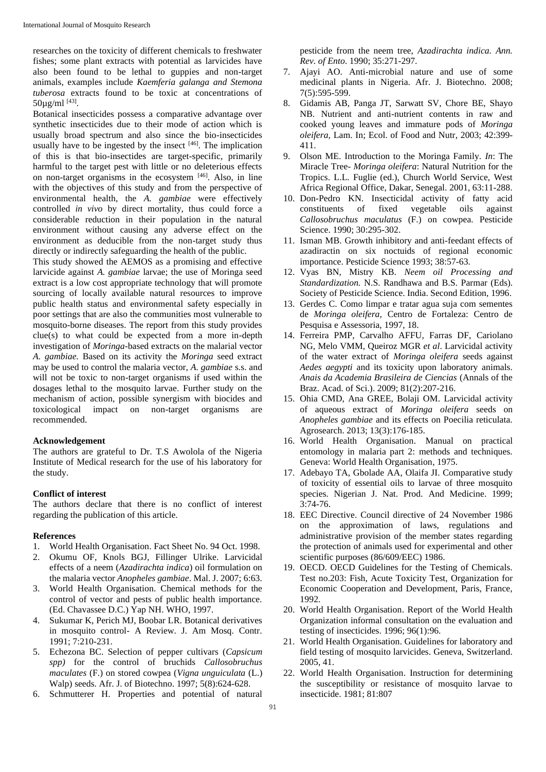researches on the toxicity of different chemicals to freshwater fishes; some plant extracts with potential as larvicides have also been found to be lethal to guppies and non-target animals, examples include *Kaemferia galanga and Stemona tuberosa* extracts found to be toxic at concentrations of 50µg/ml [43].

Botanical insecticides possess a comparative advantage over synthetic insecticides due to their mode of action which is usually broad spectrum and also since the bio-insecticides usually have to be ingested by the insect [46]. The implication of this is that bio-insectides are target-specific, primarily harmful to the target pest with little or no deleterious effects on non-target organisms in the ecosystem [46]. Also, in line with the objectives of this study and from the perspective of environmental health, the *A. gambiae* were effectively controlled *in vivo* by direct mortality, thus could force a considerable reduction in their population in the natural environment without causing any adverse effect on the environment as deducible from the non-target study thus directly or indirectly safeguarding the health of the public.

This study showed the AEMOS as a promising and effective larvicide against *A. gambiae* larvae; the use of Moringa seed extract is a low cost appropriate technology that will promote sourcing of locally available natural resources to improve public health status and environmental safety especially in poor settings that are also the communities most vulnerable to mosquito-borne diseases. The report from this study provides clue(s) to what could be expected from a more in-depth investigation of *Moringa*-based extracts on the malarial vector *A. gambiae.* Based on its activity the *Moringa* seed extract may be used to control the malaria vector, *A. gambiae* s.s. and will not be toxic to non-target organisms if used within the dosages lethal to the mosquito larvae. Further study on the mechanism of action, possible synergism with biocides and toxicological impact on non-target organisms are recommended.

**Acknowledgement**

The authors are grateful to Dr. T.S Awolola of the Nigeria Institute of Medical research for the use of his laboratory for the study.

**Conflict of interest**

The authors declare that there is no conflict of interest regarding the publication of this article.

**References**

1. World Health Organisation. Fact Sheet No. 94 Oct. 1998.
2. Okumu OF, Knols BGJ, Fillinger Ulrike. Larvicidal effects of a neem (*Azadirachta indica*) oil formulation on the malaria vector *Anopheles gambiae*. Mal. J. 2007; 6:63.
3. World Health Organisation. Chemical methods for the control of vector and pests of public health importance. (Ed. Chavassee D.C.) Yap NH. WHO, 1997.
4. Sukumar K, Perich MJ, Boobar LR. Botanical derivatives in mosquito control- A Review. J. Am Mosq. Contr. 1991; 7:210-231.
5. Echezona BC. Selection of pepper cultivars (*Capsicum spp)* for the control of bruchids *Callosobruchus maculates* (F.) on stored cowpea (*Vigna unguiculata* (L.) Walp) seeds. Afr. J. of Biotechno. 1997; 5(8):624-628.
6. Schmutterer H. Properties and potential of natural pesticide from the neem tree, *Azadirachta indica. Ann. Rev. of Ento*. 1990; 35:271-297.
7. Ajayi AO. Anti-microbial nature and use of some medicinal plants in Nigeria. Afr. J. Biotechno. 2008; 7(5):595-599.
8. Gidamis AB, Panga JT, Sarwatt SV, Chore BE, Shayo NB. Nutrient and anti-nutrient contents in raw and cooked young leaves and immature pods of *Moringa oleifera,* Lam. In; Ecol. of Food and Nutr, 2003; 42:399-411.
9. Olson ME. Introduction to the Moringa Family. *In*: The Miracle Tree- *Moringa oleifera*: Natural Nutrition for the Tropics. L.L. Fuglie (ed.), Church World Service, West Africa Regional Office, Dakar, Senegal. 2001, 63:11-288.
10. Don-Pedro KN. Insecticidal activity of fatty acid constituents of fixed vegetable oils against *Callosobruchus maculatus* (F.) on cowpea. Pesticide Science. 1990; 30:295-302.
11. Isman MB. Growth inhibitory and anti-feedant effects of azadiractin on six noctuids of regional economic importance. Pesticide Science 1993; 38:57-63.
12. Vyas BN, Mistry KB. *Neem oil Processing and Standardization.* N.S. Randhawa and B.S. Parmar (Eds). Society of Pesticide Science. India. Second Edition, 1996.
13. Gerdes C. Como limpar e tratar agua suja com sementes de *Moringa oleifera,* Centro de Fortaleza: Centro de Pesquisa e Assessoria, 1997, 18.
14. Ferreira PMP, Carvalho AFFU, Farras DF, Cariolano NG, Melo VMM, Queiroz MGR *et al*. Larvicidal activity of the water extract of *Moringa oleifera* seeds against *Aedes aegypti* and its toxicity upon laboratory animals. *Anais da Academia Brasileira de Ciencias* (Annals of the Braz. Acad. of Sci.). 2009; 81(2):207-216.
15. Ohia CMD, Ana GREE, Bolaji OM. Larvicidal activity of aqueous extract of *Moringa oleifera* seeds on *Anopheles gambiae* and its effects on Poecilia reticulata. Agrosearch. 2013; 13(3):176-185.
16. World Health Organisation. Manual on practical entomology in malaria part 2: methods and techniques. Geneva: World Health Organisation, 1975.
17. Adebayo TA, Gbolade AA, Olaifa JI. Comparative study of toxicity of essential oils to larvae of three mosquito species. Nigerian J. Nat. Prod. And Medicine. 1999; 3:74-76.
18. EEC Directive. Council directive of 24 November 1986 on the approximation of laws, regulations and administrative provision of the member states regarding the protection of animals used for experimental and other scientific purposes (86/609/EEC) 1986.
19. OECD. OECD Guidelines for the Testing of Chemicals. Test no.203: Fish, Acute Toxicity Test, Organization for Economic Cooperation and Development, Paris, France, 1992.
20. World Health Organisation. Report of the World Health Organization informal consultation on the evaluation and testing of insecticides. 1996; 96(1):96.
21. World Health Organisation. Guidelines for laboratory and field testing of mosquito larvicides. Geneva, Switzerland. 2005, 41.
22. World Health Organisation. Instruction for determining the susceptibility or resistance of mosquito larvae to insecticide. 1981; 81:807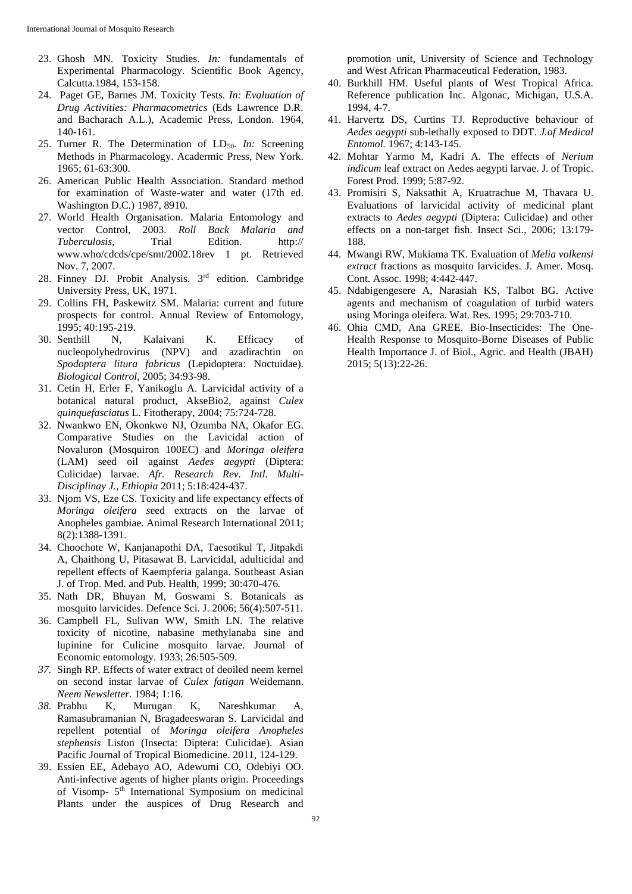23. Ghosh MN. Toxicity Studies. *In:* fundamentals of Experimental Pharmacology. Scientific Book Agency, Calcutta.1984, 153-158.
24. Paget GE, Barnes JM. Toxicity Tests. *In: Evaluation of Drug Activities: Pharmacometrics* (Eds Lawrence D.R. and Bacharach A.L.), Academic Press, London. 1964, 140-161.
25. Turner R. The Determination of $LD_{50}$. *In:* Screening Methods in Pharmacology. Acadermic Press, New York. 1965; 61-63:300.
26. American Public Health Association. Standard method for examination of Waste-water and water (17th ed. Washington D.C.) 1987, 8910.
27. World Health Organisation. Malaria Entomology and vector Control, 2003. *Roll Back Malaria and Tuberculosis,* Trial Edition. http:// www.who/cdcds/cpe/smt/2002.18rev 1 pt. Retrieved Nov. 7, 2007.
28. Finney DJ. Probit Analysis. 3rd edition. Cambridge University Press, UK, 1971.
29. Collins FH, Paskewitz SM. Malaria: current and future prospects for control. Annual Review of Entomology, 1995; 40:195-219.
30. Senthill N, Kalaivani K. Efficacy of nucleopolyhedrovirus (NPV) and azadirachtin on *Spodoptera litura fabricus* (Lepidoptera: Noctuidae). *Biological Control,* 2005; 34:93-98.
31. Cetin H, Erler F, Yanikoglu A. Larvicidal activity of a botanical natural product, AkseBio2, against *Culex quinquefasciatus* L. Fitotherapy, 2004; 75:724-728.
32. Nwankwo EN, Okonkwo NJ, Ozumba NA, Okafor EG. Comparative Studies on the Lavicidal action of Novaluron (Mosquiron 100EC) and *Moringa oleifera* (LAM) seed oil against *Aedes aegypti* (Diptera: Culicidae) larvae. *Afr. Research Rev. Intl. Multi-Disciplinay J., Ethiopia* 2011; 5:18:424-437.
33. Njom VS, Eze CS. Toxicity and life expectancy effects of *Moringa oleifera s*eed extracts on the larvae of Anopheles gambiae. Animal Research International 2011; 8(2):1388-1391.
34. Choochote W, Kanjanapothi DA, Taesotikul T, Jitpakdi A, Chaithong U, Pitasawat B. Larvicidal, adulticidal and repellent effects of Kaempferia galanga. Southeast Asian J. of Trop. Med. and Pub. Health, 1999; 30:470-476*.*
35. Nath DR, Bhuyan M, Goswami S. Botanicals as mosquito larvicides. Defence Sci. J. 2006; 56(4):507-511.
36. Campbell FL, Sulivan WW, Smith LN. The relative toxicity of nicotine, nabasine methylanaba sine and lupinine for Culicine mosquito larvae. Journal of Economic entomology. 1933; 26:505-509.
37. Singh RP. Effects of water extract of deoiled neem kernel on second instar larvae of *Culex fatigan* Weidemann. *Neem Newsletter.* 1984; 1:16.
38. Prabhu K, Murugan K, Nareshkumar A, Ramasubramanian N, Bragadeeswaran S. Larvicidal and repellent potential of *Moringa oleifera Anopheles stephensis* Liston (Insecta: Diptera: Culicidae). Asian Pacific Journal of Tropical Biomedicine. 2011, 124-129.
39. Essien EE, Adebayo AO, Adewumi CO, Odebiyi OO. Anti-infective agents of higher plants origin. Proceedings of Visomp- 5th International Symposium on medicinal Plants under the auspices of Drug Research and promotion unit, University of Science and Technology and West African Pharmaceutical Federation, 1983.
40. Burkhill HM. Useful plants of West Tropical Africa. Reference publication Inc. Algonac, Michigan, U.S.A. 1994, 4-7.
41. Harvertz DS, Curtins TJ. Reproductive behaviour of *Aedes aegypti* sub-lethally exposed to DDT. *J.of Medical Entomol.* 1967; 4:143-145.
42. Mohtar Yarmo M, Kadri A. The effects of *Nerium indicum* leaf extract on Aedes aegypti larvae. J. of Tropic. Forest Prod. 1999; 5:87-92.
43. Promisiri S, Naksathit A, Kruatrachue M, Thavara U. Evaluations of larvicidal activity of medicinal plant extracts to *Aedes aegypti* (Diptera: Culicidae) and other effects on a non-target fish. Insect Sci., 2006; 13:179-188.
44. Mwangi RW, Mukiama TK. Evaluation of *Melia volkensi extract* fractions as mosquito larvicides. J. Amer. Mosq. Cont. Assoc. 1998; 4:442-447.
45. Ndabigengesere A, Narasiah KS, Talbot BG. Active agents and mechanism of coagulation of turbid waters using Moringa oleifera. Wat. Res. 1995; 29:703-710.
46. Ohia CMD, Ana GREE. Bio-Insecticides: The One-Health Response to Mosquito-Borne Diseases of Public Health Importance J. of Biol., Agric. and Health (JBAH) 2015; 5(13):22-26.